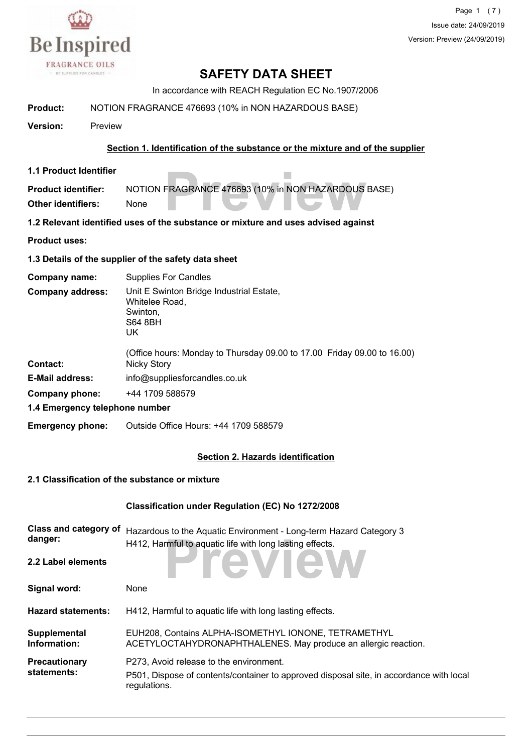Issue date: 24/09/2019
Version: Preview (24/09/2019)

# SAFETY DATA SHEET

In accordance with REACH Regulation EC No.1907/2006

**Product:** NOTION FRAGRANCE 476693 (10% in NON HAZARDOUS BASE)

**Version:** Preview

## Section 1. Identification of the substance or the mixture and of the supplier

### 1.1 Product Identifier

**Product identifier:** NOTION FRAGRANCE 476693 (10% in NON HAZARDOUS BASE)

**Other identifiers:** None

### 1.2 Relevant identified uses of the substance or mixture and uses advised against

**Product uses:**

### 1.3 Details of the supplier of the safety data sheet

**Company name:** Supplies For Candles

**Company address:** Unit E Swinton Bridge Industrial Estate,
Whitelee Road,
Swinton,
S64 8BH
UK

(Office hours: Monday to Thursday 09.00 to 17.00 Friday 09.00 to 16.00)

**Contact:** Nicky Story

**E-Mail address:** info@suppliesforcandles.co.uk

**Company phone:** +44 1709 588579

### 1.4 Emergency telephone number

**Emergency phone:** Outside Office Hours: +44 1709 588579

## Section 2. Hazards identification

### 2.1 Classification of the substance or mixture

**Classification under Regulation (EC) No 1272/2008**

**Class and category of danger:** Hazardous to the Aquatic Environment - Long-term Hazard Category 3
H412, Harmful to aquatic life with long lasting effects.

### 2.2 Label elements

**Signal word:** None

**Hazard statements:** H412, Harmful to aquatic life with long lasting effects.

**Supplemental Information:** EUH208, Contains ALPHA-ISOMETHYL IONONE, TETRAMETHYL ACETYLOCTAHYDRONAPHTHALENES. May produce an allergic reaction.

**Precautionary statements:** P273, Avoid release to the environment.
P501, Dispose of contents/container to approved disposal site, in accordance with local regulations.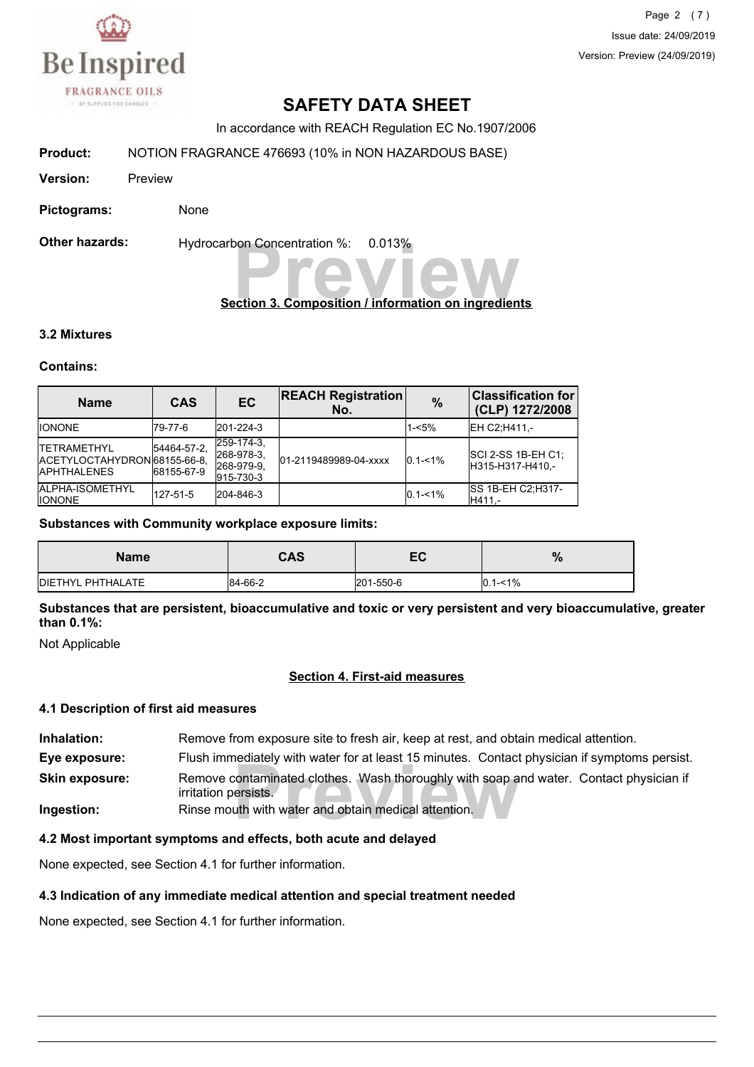# SAFETY DATA SHEET

In accordance with REACH Regulation EC No.1907/2006

**Product:** NOTION FRAGRANCE 476693 (10% in NON HAZARDOUS BASE)

**Version:** Preview

**Pictograms:** None

**Other hazards:** Hydrocarbon Concentration %: 0.013%

## Section 3. Composition / information on ingredients

### 3.2 Mixtures

#### Contains:

| Name | CAS | EC | REACH Registration No. | % | Classification for (CLP) 1272/2008 |
|---|---|---|---|---|---|
| IONONE | 79-77-6 | 201-224-3 | | 1-<5% | EH C2;H411,- |
| TETRAMETHYL ACETYLOCTAHYDRONAPHTHALENES | 54464-57-2, 68155-66-8, 68155-67-9 | 259-174-3, 268-978-3, 268-979-9, 915-730-3 | 01-2119489989-04-xxxx | 0.1-<1% | SCI 2-SS 1B-EH C1; H315-H317-H410,- |
| ALPHA-ISOMETHYL IONONE | 127-51-5 | 204-846-3 | | 0.1-<1% | SS 1B-EH C2;H317-H411,- |

#### Substances with Community workplace exposure limits:

| Name | CAS | EC | % |
|---|---|---|---|
| DIETHYL PHTHALATE | 84-66-2 | 201-550-6 | 0.1-<1% |

#### Substances that are persistent, bioaccumulative and toxic or very persistent and very bioaccumulative, greater than 0.1%:

Not Applicable

## Section 4. First-aid measures

### 4.1 Description of first aid measures

**Inhalation:** Remove from exposure site to fresh air, keep at rest, and obtain medical attention.

**Eye exposure:** Flush immediately with water for at least 15 minutes. Contact physician if symptoms persist.

**Skin exposure:** Remove contaminated clothes. Wash thoroughly with soap and water. Contact physician if irritation persists.

**Ingestion:** Rinse mouth with water and obtain medical attention.

### 4.2 Most important symptoms and effects, both acute and delayed

None expected, see Section 4.1 for further information.

### 4.3 Indication of any immediate medical attention and special treatment needed

None expected, see Section 4.1 for further information.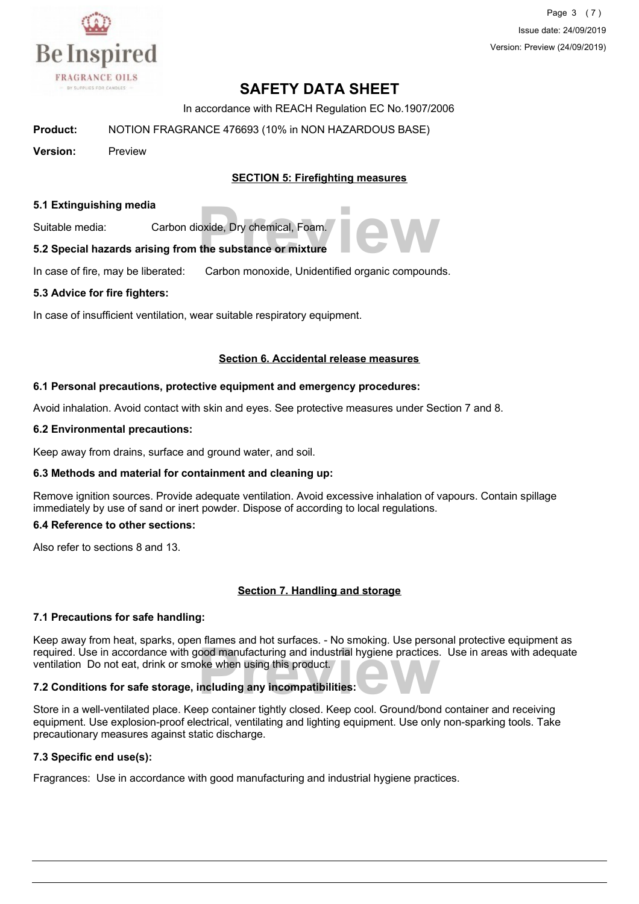# SAFETY DATA SHEET

In accordance with REACH Regulation EC No.1907/2006

**Product:** NOTION FRAGRANCE 476693 (10% in NON HAZARDOUS BASE)

**Version:** Preview

## SECTION 5: Firefighting measures

### 5.1 Extinguishing media

Suitable media: Carbon dioxide, Dry chemical, Foam.

### 5.2 Special hazards arising from the substance or mixture

In case of fire, may be liberated: Carbon monoxide, Unidentified organic compounds.

### 5.3 Advice for fire fighters:

In case of insufficient ventilation, wear suitable respiratory equipment.

## Section 6. Accidental release measures

### 6.1 Personal precautions, protective equipment and emergency procedures:

Avoid inhalation. Avoid contact with skin and eyes. See protective measures under Section 7 and 8.

### 6.2 Environmental precautions:

Keep away from drains, surface and ground water, and soil.

### 6.3 Methods and material for containment and cleaning up:

Remove ignition sources. Provide adequate ventilation. Avoid excessive inhalation of vapours. Contain spillage immediately by use of sand or inert powder. Dispose of according to local regulations.

### 6.4 Reference to other sections:

Also refer to sections 8 and 13.

## Section 7. Handling and storage

### 7.1 Precautions for safe handling:

Keep away from heat, sparks, open flames and hot surfaces. - No smoking. Use personal protective equipment as required. Use in accordance with good manufacturing and industrial hygiene practices. Use in areas with adequate ventilation Do not eat, drink or smoke when using this product.

### 7.2 Conditions for safe storage, including any incompatibilities:

Store in a well-ventilated place. Keep container tightly closed. Keep cool. Ground/bond container and receiving equipment. Use explosion-proof electrical, ventilating and lighting equipment. Use only non-sparking tools. Take precautionary measures against static discharge.

### 7.3 Specific end use(s):

Fragrances: Use in accordance with good manufacturing and industrial hygiene practices.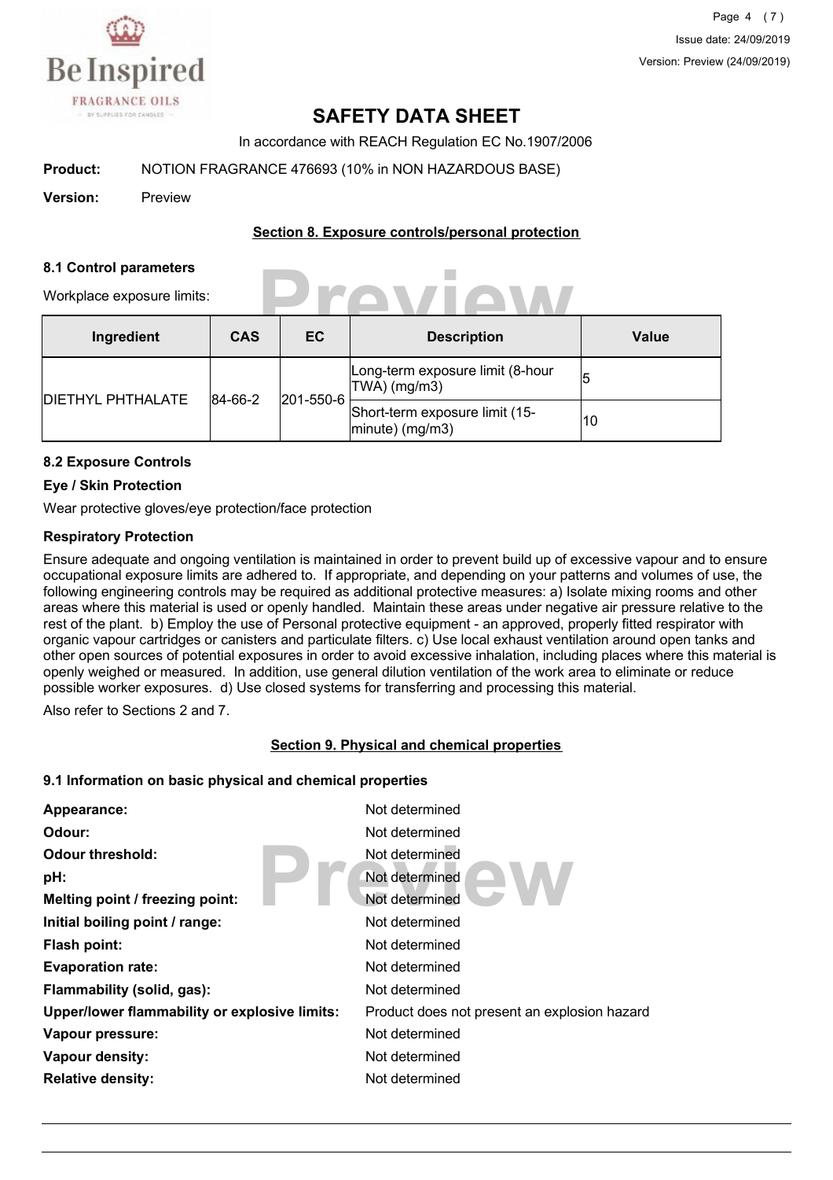# SAFETY DATA SHEET

In accordance with REACH Regulation EC No.1907/2006

**Product:** NOTION FRAGRANCE 476693 (10% in NON HAZARDOUS BASE)

**Version:** Preview

## Section 8. Exposure controls/personal protection

### 8.1 Control parameters

Workplace exposure limits:

| Ingredient | CAS | EC | Description | Value |
|---|---|---|---|---|
| DIETHYL PHTHALATE | 84-66-2 | 201-550-6 | Long-term exposure limit (8-hour TWA) (mg/m3) | 5 |
| | | | Short-term exposure limit (15-minute) (mg/m3) | 10 |

### 8.2 Exposure Controls

**Eye / Skin Protection**

Wear protective gloves/eye protection/face protection

**Respiratory Protection**

Ensure adequate and ongoing ventilation is maintained in order to prevent build up of excessive vapour and to ensure occupational exposure limits are adhered to. If appropriate, and depending on your patterns and volumes of use, the following engineering controls may be required as additional protective measures: a) Isolate mixing rooms and other areas where this material is used or openly handled. Maintain these areas under negative air pressure relative to the rest of the plant. b) Employ the use of Personal protective equipment - an approved, properly fitted respirator with organic vapour cartridges or canisters and particulate filters. c) Use local exhaust ventilation around open tanks and other open sources of potential exposures in order to avoid excessive inhalation, including places where this material is openly weighed or measured. In addition, use general dilution ventilation of the work area to eliminate or reduce possible worker exposures. d) Use closed systems for transferring and processing this material.

Also refer to Sections 2 and 7.

## Section 9. Physical and chemical properties

### 9.1 Information on basic physical and chemical properties

**Appearance:** Not determined

**Odour:** Not determined

**Odour threshold:** Not determined

**pH:** Not determined

**Melting point / freezing point:** Not determined

**Initial boiling point / range:** Not determined

**Flash point:** Not determined

**Evaporation rate:** Not determined

**Flammability (solid, gas):** Not determined

**Upper/lower flammability or explosive limits:** Product does not present an explosion hazard

**Vapour pressure:** Not determined

**Vapour density:** Not determined

**Relative density:** Not determined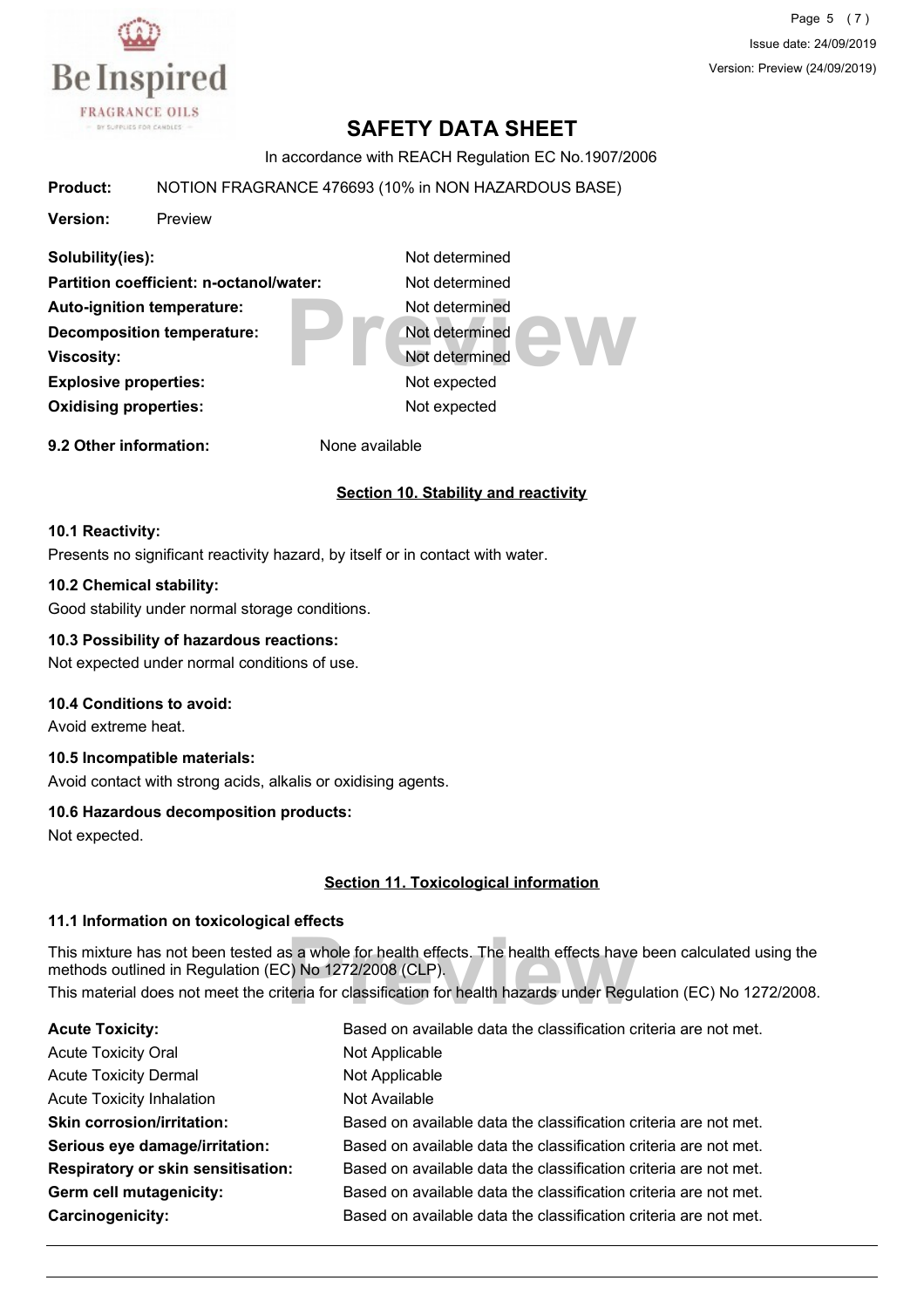# SAFETY DATA SHEET

In accordance with REACH Regulation EC No.1907/2006

**Product:** NOTION FRAGRANCE 476693 (10% in NON HAZARDOUS BASE)

**Version:** Preview

| | |
|---|---|
| **Solubility(ies):** | Not determined |
| **Partition coefficient: n-octanol/water:** | Not determined |
| **Auto-ignition temperature:** | Not determined |
| **Decomposition temperature:** | Not determined |
| **Viscosity:** | Not determined |
| **Explosive properties:** | Not expected |
| **Oxidising properties:** | Not expected |

**9.2 Other information:** None available

## Section 10. Stability and reactivity

**10.1 Reactivity:**

Presents no significant reactivity hazard, by itself or in contact with water.

**10.2 Chemical stability:**

Good stability under normal storage conditions.

**10.3 Possibility of hazardous reactions:**

Not expected under normal conditions of use.

**10.4 Conditions to avoid:**

Avoid extreme heat.

**10.5 Incompatible materials:**

Avoid contact with strong acids, alkalis or oxidising agents.

**10.6 Hazardous decomposition products:**

Not expected.

## Section 11. Toxicological information

**11.1 Information on toxicological effects**

This mixture has not been tested as a whole for health effects. The health effects have been calculated using the methods outlined in Regulation (EC) No 1272/2008 (CLP).

This material does not meet the criteria for classification for health hazards under Regulation (EC) No 1272/2008.

| | |
|---|---|
| **Acute Toxicity:** | Based on available data the classification criteria are not met. |
| Acute Toxicity Oral | Not Applicable |
| Acute Toxicity Dermal | Not Applicable |
| Acute Toxicity Inhalation | Not Available |
| **Skin corrosion/irritation:** | Based on available data the classification criteria are not met. |
| **Serious eye damage/irritation:** | Based on available data the classification criteria are not met. |
| **Respiratory or skin sensitisation:** | Based on available data the classification criteria are not met. |
| **Germ cell mutagenicity:** | Based on available data the classification criteria are not met. |
| **Carcinogenicity:** | Based on available data the classification criteria are not met. |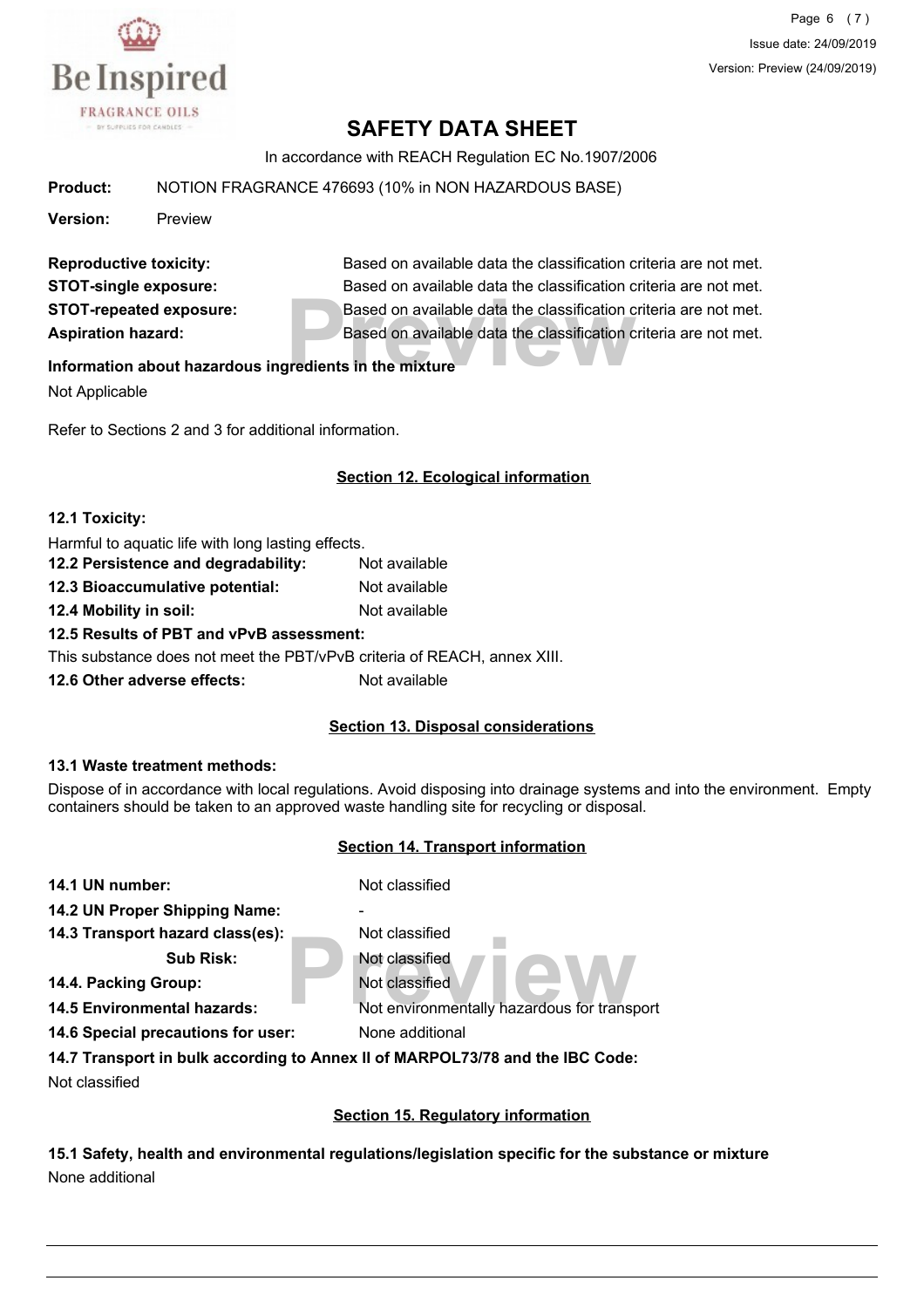# SAFETY DATA SHEET

In accordance with REACH Regulation EC No.1907/2006

**Product:** NOTION FRAGRANCE 476693 (10% in NON HAZARDOUS BASE)

**Version:** Preview

**Reproductive toxicity:** Based on available data the classification criteria are not met.
**STOT-single exposure:** Based on available data the classification criteria are not met.
**STOT-repeated exposure:** Based on available data the classification criteria are not met.
**Aspiration hazard:** Based on available data the classification criteria are not met.

**Information about hazardous ingredients in the mixture**

Not Applicable

Refer to Sections 2 and 3 for additional information.

## Section 12. Ecological information

**12.1 Toxicity:**

Harmful to aquatic life with long lasting effects.

**12.2 Persistence and degradability:** Not available
**12.3 Bioaccumulative potential:** Not available
**12.4 Mobility in soil:** Not available

**12.5 Results of PBT and vPvB assessment:**

This substance does not meet the PBT/vPvB criteria of REACH, annex XIII.

**12.6 Other adverse effects:** Not available

## Section 13. Disposal considerations

**13.1 Waste treatment methods:**

Dispose of in accordance with local regulations. Avoid disposing into drainage systems and into the environment. Empty containers should be taken to an approved waste handling site for recycling or disposal.

## Section 14. Transport information

**14.1 UN number:** Not classified
**14.2 UN Proper Shipping Name:** -
**14.3 Transport hazard class(es):** Not classified
**Sub Risk:** Not classified
**14.4. Packing Group:** Not classified
**14.5 Environmental hazards:** Not environmentally hazardous for transport
**14.6 Special precautions for user:** None additional

**14.7 Transport in bulk according to Annex II of MARPOL73/78 and the IBC Code:**

Not classified

## Section 15. Regulatory information

**15.1 Safety, health and environmental regulations/legislation specific for the substance or mixture**

None additional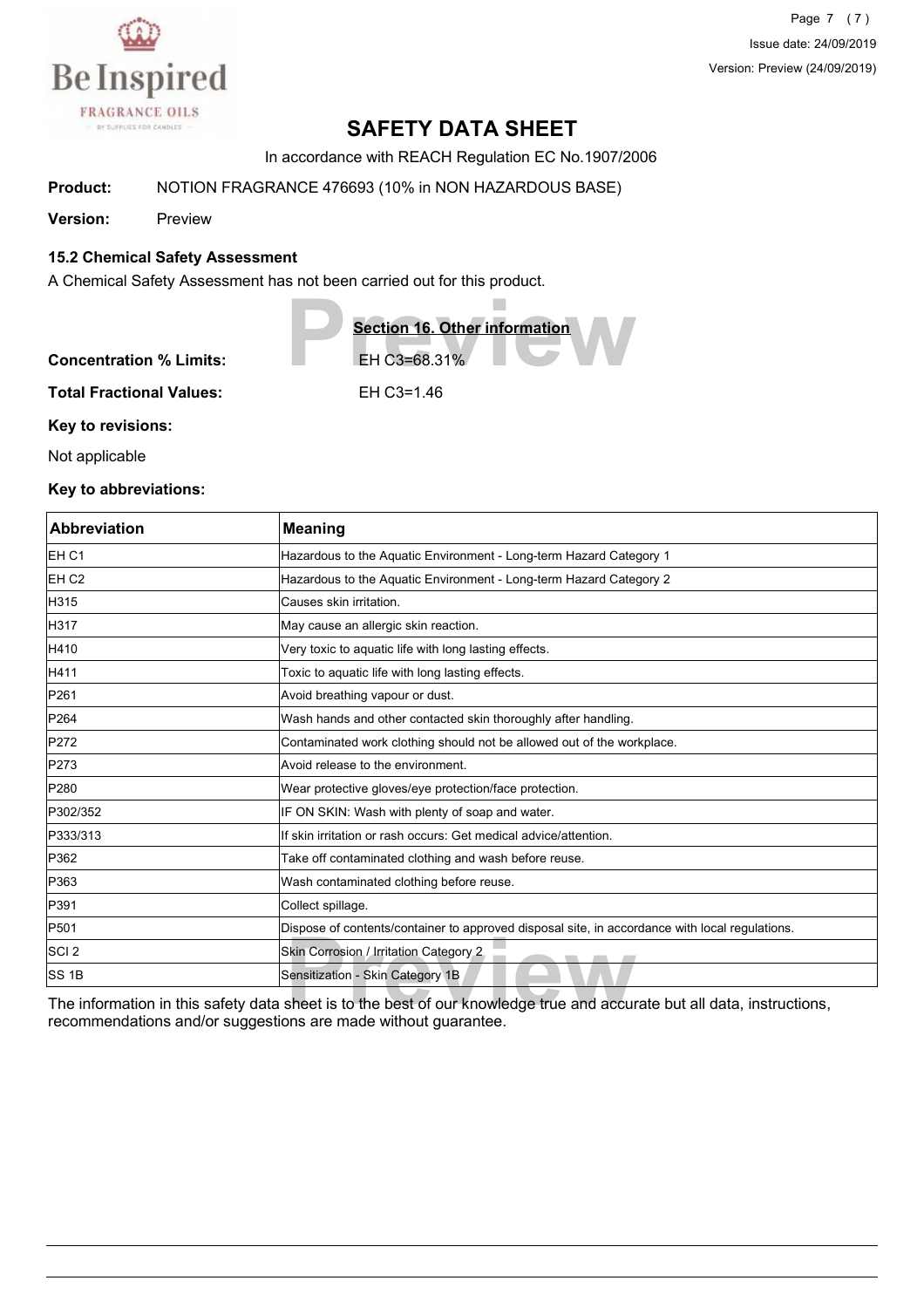# SAFETY DATA SHEET

In accordance with REACH Regulation EC No.1907/2006

**Product:** NOTION FRAGRANCE 476693 (10% in NON HAZARDOUS BASE)

**Version:** Preview

### 15.2 Chemical Safety Assessment

A Chemical Safety Assessment has not been carried out for this product.

## Section 16. Other information

**Concentration % Limits:** EH C3=68.31%

**Total Fractional Values:** EH C3=1.46

**Key to revisions:**

Not applicable

**Key to abbreviations:**

| Abbreviation | Meaning |
|---|---|
| EH C1 | Hazardous to the Aquatic Environment - Long-term Hazard Category 1 |
| EH C2 | Hazardous to the Aquatic Environment - Long-term Hazard Category 2 |
| H315 | Causes skin irritation. |
| H317 | May cause an allergic skin reaction. |
| H410 | Very toxic to aquatic life with long lasting effects. |
| H411 | Toxic to aquatic life with long lasting effects. |
| P261 | Avoid breathing vapour or dust. |
| P264 | Wash hands and other contacted skin thoroughly after handling. |
| P272 | Contaminated work clothing should not be allowed out of the workplace. |
| P273 | Avoid release to the environment. |
| P280 | Wear protective gloves/eye protection/face protection. |
| P302/352 | IF ON SKIN: Wash with plenty of soap and water. |
| P333/313 | If skin irritation or rash occurs: Get medical advice/attention. |
| P362 | Take off contaminated clothing and wash before reuse. |
| P363 | Wash contaminated clothing before reuse. |
| P391 | Collect spillage. |
| P501 | Dispose of contents/container to approved disposal site, in accordance with local regulations. |
| SCI 2 | Skin Corrosion / Irritation Category 2 |
| SS 1B | Sensitization - Skin Category 1B |

The information in this safety data sheet is to the best of our knowledge true and accurate but all data, instructions, recommendations and/or suggestions are made without guarantee.